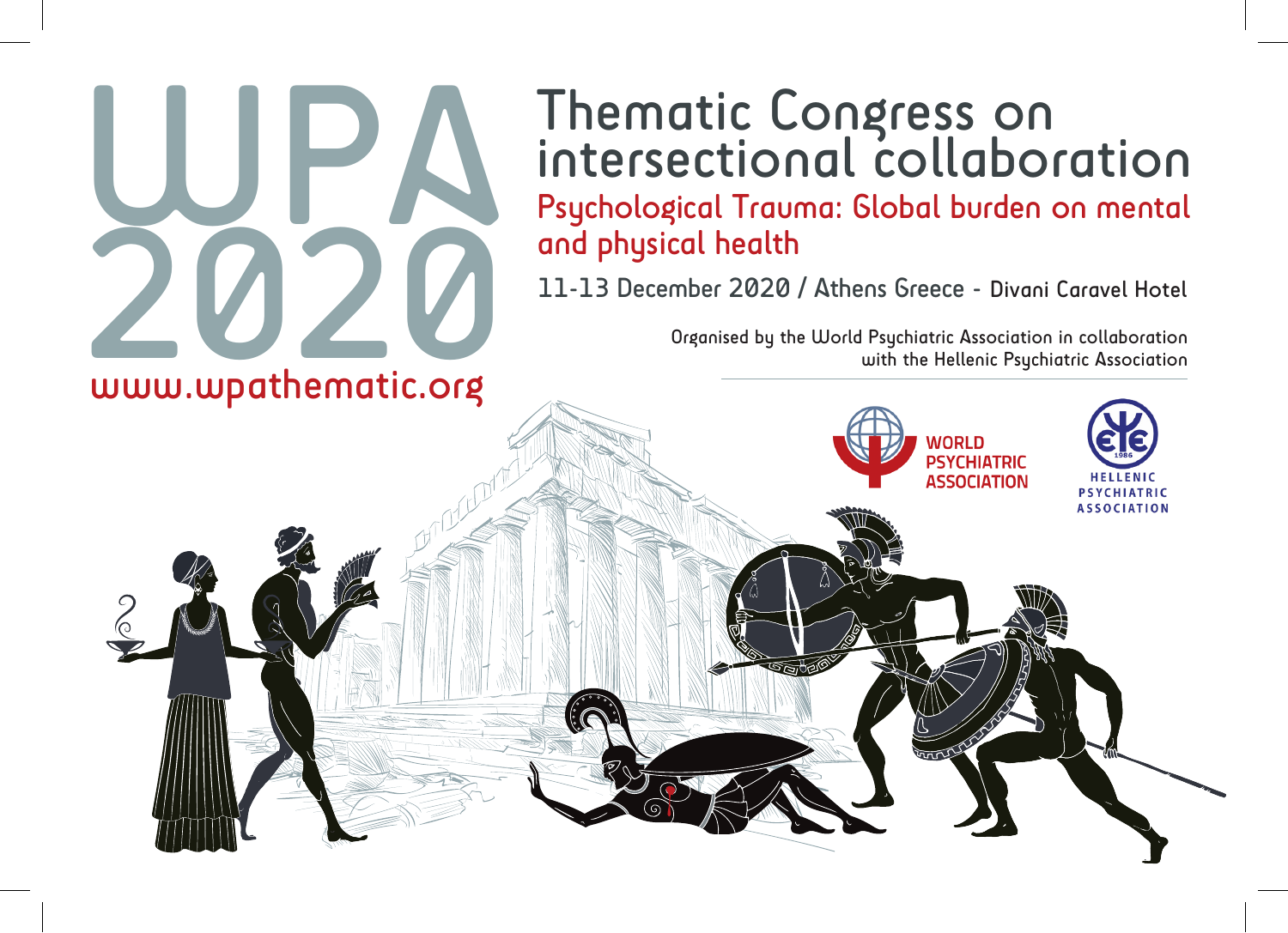# WPA 2020

www.wpathematic.org

## Thematic Congress on intersectional collaboration

### Psychological Trauma: Global burden on mental and physical health

11-13 December 2020 / Athens Greece - Divani Caravel Hotel

Organised by the World Psychiatric Association in collaboration with the Hellenic Psychiatric Association

WORLD PSYCHIATRIC ASSOCIATION

HELLENIC PSYCHIATRIC ASSOCIATION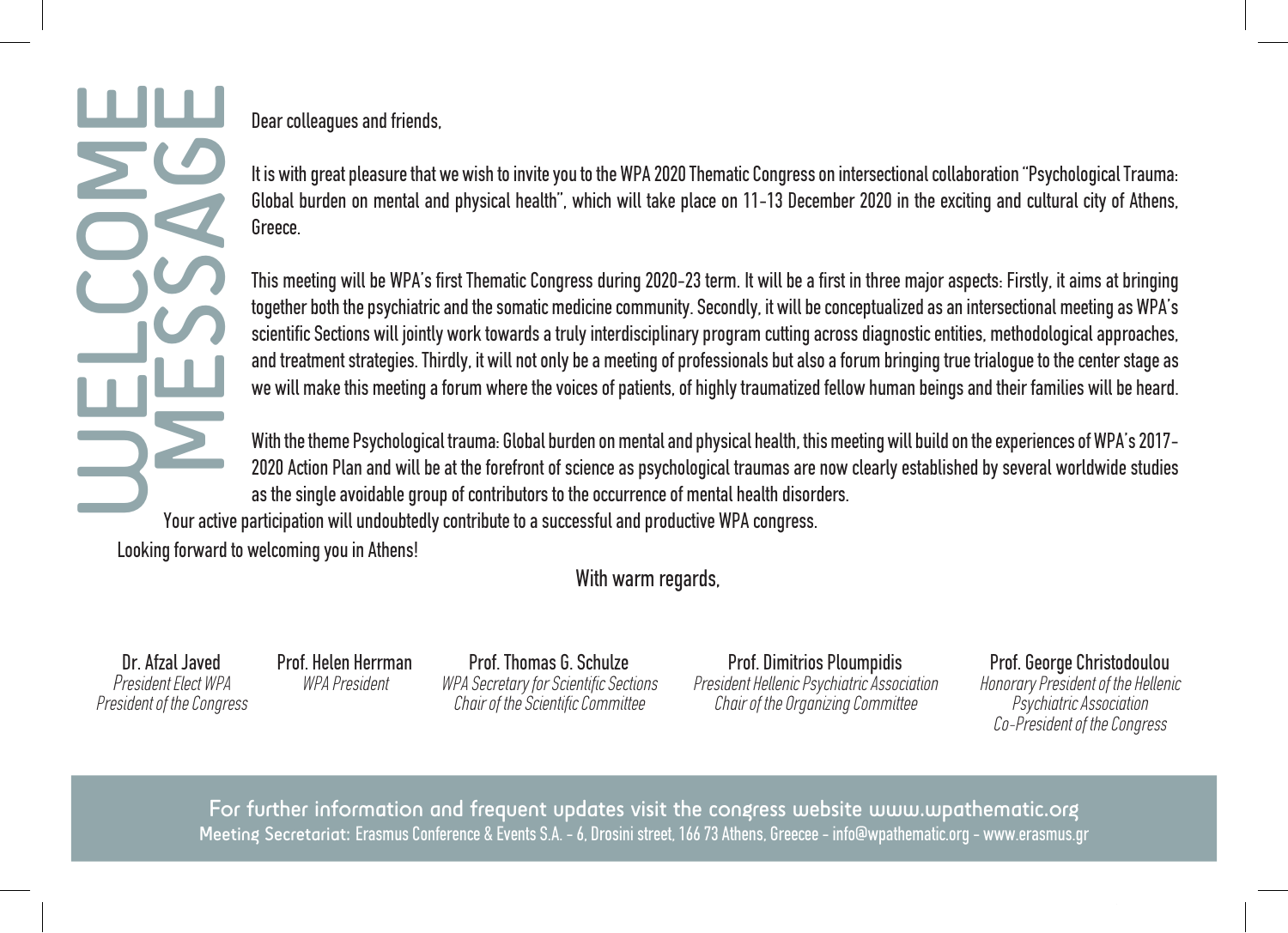# WELCOME MESSAGE

Dear colleagues and friends,

It is with great pleasure that we wish to invite you to the WPA 2020 Thematic Congress on intersectional collaboration "Psychological Trauma: Global burden on mental and physical health", which will take place on 11-13 December 2020 in the exciting and cultural city of Athens, Greece.

This meeting will be WPA's first Thematic Congress during 2020-23 term. It will be a first in three major aspects: Firstly, it aims at bringing together both the psychiatric and the somatic medicine community. Secondly, it will be conceptualized as an intersectional meeting as WPA's scientific Sections will jointly work towards a truly interdisciplinary program cutting across diagnostic entities, methodological approaches, and treatment strategies. Thirdly, it will not only be a meeting of professionals but also a forum bringing true trialogue to the center stage as we will make this meeting a forum where the voices of patients, of highly traumatized fellow human beings and their families will be heard.

With the theme Psychological trauma: Global burden on mental and physical health, this meeting will build on the experiences of WPA's 2017-2020 Action Plan and will be at the forefront of science as psychological traumas are now clearly established by several worldwide studies as the single avoidable group of contributors to the occurrence of mental health disorders.

Your active participation will undoubtedly contribute to a successful and productive WPA congress.

Looking forward to welcoming you in Athens!

With warm regards,

**Dr. Afzal Javed**
*President Elect WPA*
*President of the Congress*

**Prof. Helen Herrman**
*WPA President*

**Prof. Thomas G. Schulze**
*WPA Secretary for Scientific Sections*
*Chair of the Scientific Committee*

**Prof. Dimitrios Ploumpidis**
*President Hellenic Psychiatric Association*
*Chair of the Organizing Committee*

**Prof. George Christodoulou**
*Honorary President of the Hellenic Psychiatric Association*
*Co-President of the Congress*

For further information and frequent updates visit the congress website www.wpathematic.org

**Meeting Secretariat:** Erasmus Conference & Events S.A. - 6, Drosini street, 166 73 Athens, Greecee - info@wpathematic.org - www.erasmus.gr